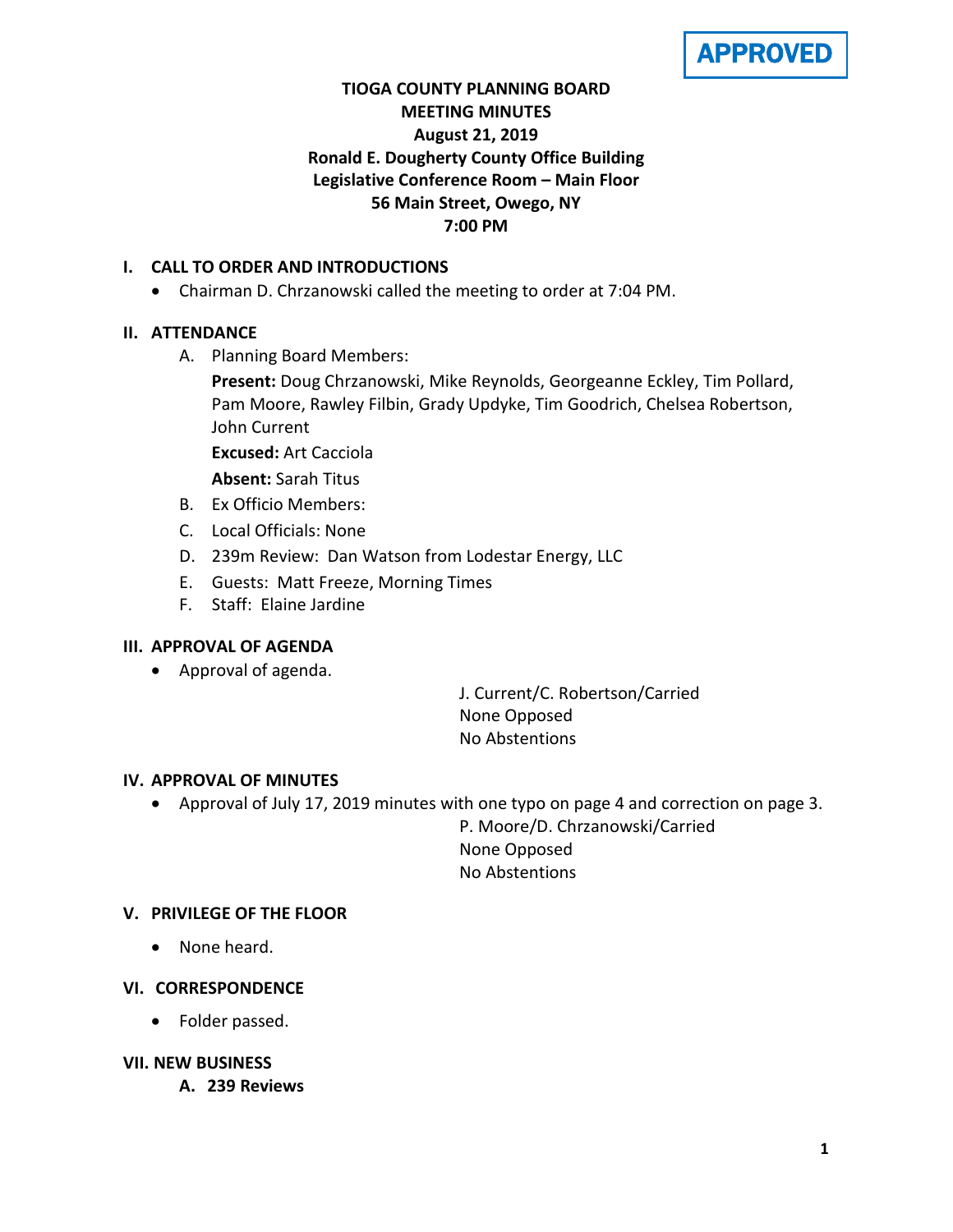APPROVED

**TIOGA COUNTY PLANNING BOARD**
**MEETING MINUTES**
**August 21, 2019**
**Ronald E. Dougherty County Office Building**
**Legislative Conference Room – Main Floor**
**56 Main Street, Owego, NY**
**7:00 PM**

## I. CALL TO ORDER AND INTRODUCTIONS

- Chairman D. Chrzanowski called the meeting to order at 7:04 PM.

## II. ATTENDANCE

A. Planning Board Members:

**Present:** Doug Chrzanowski, Mike Reynolds, Georgeanne Eckley, Tim Pollard, Pam Moore, Rawley Filbin, Grady Updyke, Tim Goodrich, Chelsea Robertson, John Current

**Excused:** Art Cacciola

**Absent:** Sarah Titus

B. Ex Officio Members:

C. Local Officials: None

D. 239m Review: Dan Watson from Lodestar Energy, LLC

E. Guests: Matt Freeze, Morning Times

F. Staff: Elaine Jardine

## III. APPROVAL OF AGENDA

- Approval of agenda.

J. Current/C. Robertson/Carried
None Opposed
No Abstentions

## IV. APPROVAL OF MINUTES

- Approval of July 17, 2019 minutes with one typo on page 4 and correction on page 3.

P. Moore/D. Chrzanowski/Carried
None Opposed
No Abstentions

## V. PRIVILEGE OF THE FLOOR

- None heard.

## VI. CORRESPONDENCE

- Folder passed.

## VII. NEW BUSINESS

### A. 239 Reviews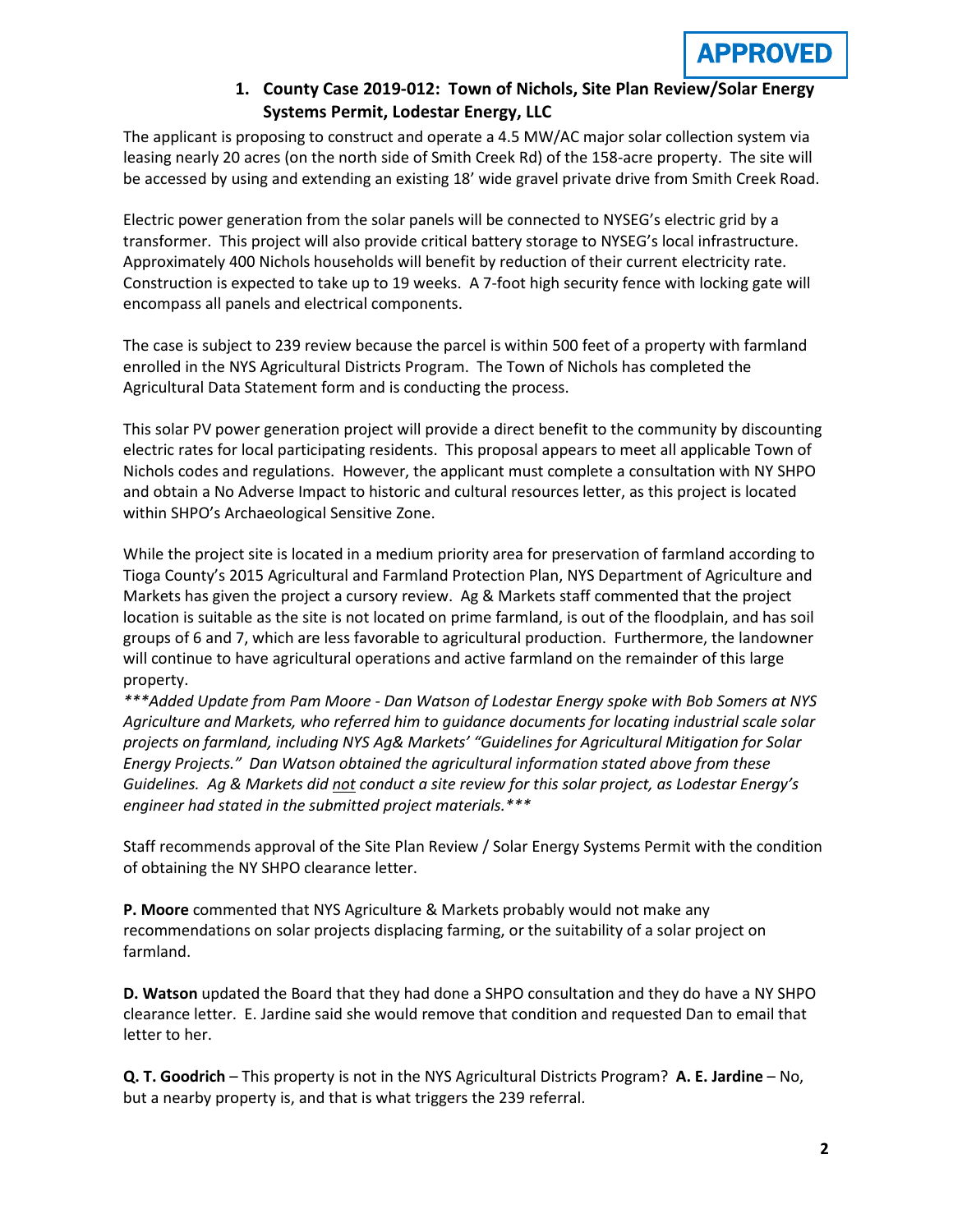**APPROVED**

### 1. County Case 2019-012: Town of Nichols, Site Plan Review/Solar Energy Systems Permit, Lodestar Energy, LLC

The applicant is proposing to construct and operate a 4.5 MW/AC major solar collection system via leasing nearly 20 acres (on the north side of Smith Creek Rd) of the 158-acre property. The site will be accessed by using and extending an existing 18' wide gravel private drive from Smith Creek Road.

Electric power generation from the solar panels will be connected to NYSEG's electric grid by a transformer. This project will also provide critical battery storage to NYSEG's local infrastructure. Approximately 400 Nichols households will benefit by reduction of their current electricity rate. Construction is expected to take up to 19 weeks. A 7-foot high security fence with locking gate will encompass all panels and electrical components.

The case is subject to 239 review because the parcel is within 500 feet of a property with farmland enrolled in the NYS Agricultural Districts Program. The Town of Nichols has completed the Agricultural Data Statement form and is conducting the process.

This solar PV power generation project will provide a direct benefit to the community by discounting electric rates for local participating residents. This proposal appears to meet all applicable Town of Nichols codes and regulations. However, the applicant must complete a consultation with NY SHPO and obtain a No Adverse Impact to historic and cultural resources letter, as this project is located within SHPO's Archaeological Sensitive Zone.

While the project site is located in a medium priority area for preservation of farmland according to Tioga County's 2015 Agricultural and Farmland Protection Plan, NYS Department of Agriculture and Markets has given the project a cursory review. Ag & Markets staff commented that the project location is suitable as the site is not located on prime farmland, is out of the floodplain, and has soil groups of 6 and 7, which are less favorable to agricultural production. Furthermore, the landowner will continue to have agricultural operations and active farmland on the remainder of this large property.

****Added Update from Pam Moore - Dan Watson of Lodestar Energy spoke with Bob Somers at NYS Agriculture and Markets, who referred him to guidance documents for locating industrial scale solar projects on farmland, including NYS Ag& Markets' "Guidelines for Agricultural Mitigation for Solar Energy Projects." Dan Watson obtained the agricultural information stated above from these Guidelines. Ag & Markets did <u>not</u> conduct a site review for this solar project, as Lodestar Energy's engineer had stated in the submitted project materials.****

Staff recommends approval of the Site Plan Review / Solar Energy Systems Permit with the condition of obtaining the NY SHPO clearance letter.

**P. Moore** commented that NYS Agriculture & Markets probably would not make any recommendations on solar projects displacing farming, or the suitability of a solar project on farmland.

**D. Watson** updated the Board that they had done a SHPO consultation and they do have a NY SHPO clearance letter. E. Jardine said she would remove that condition and requested Dan to email that letter to her.

**Q. T. Goodrich** – This property is not in the NYS Agricultural Districts Program? **A. E. Jardine** – No, but a nearby property is, and that is what triggers the 239 referral.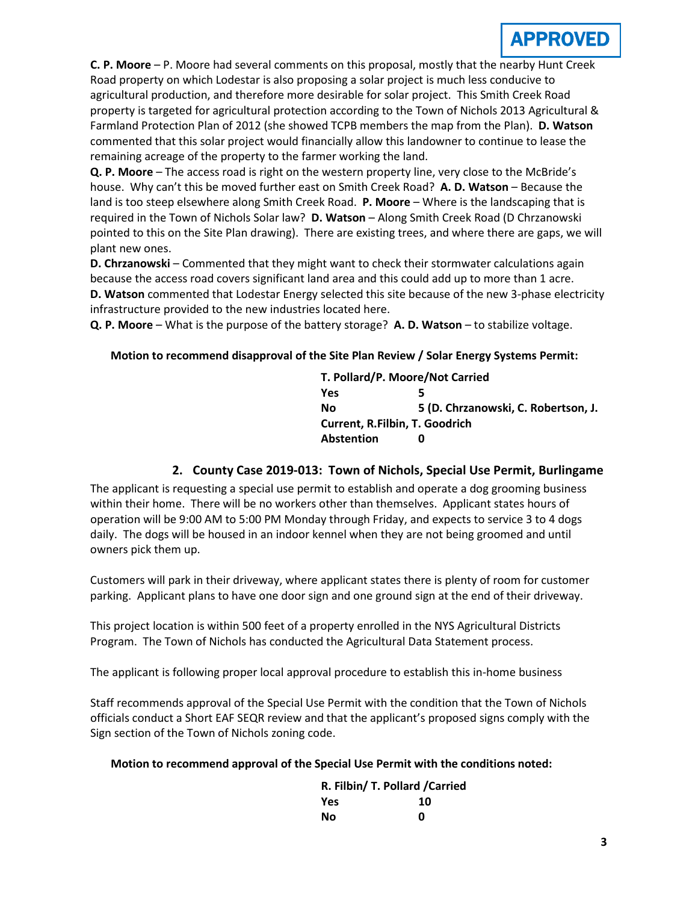**APPROVED**

**C. P. Moore** – P. Moore had several comments on this proposal, mostly that the nearby Hunt Creek Road property on which Lodestar is also proposing a solar project is much less conducive to agricultural production, and therefore more desirable for solar project. This Smith Creek Road property is targeted for agricultural protection according to the Town of Nichols 2013 Agricultural & Farmland Protection Plan of 2012 (she showed TCPB members the map from the Plan). **D. Watson** commented that this solar project would financially allow this landowner to continue to lease the remaining acreage of the property to the farmer working the land.

**Q. P. Moore** – The access road is right on the western property line, very close to the McBride's house. Why can't this be moved further east on Smith Creek Road? **A. D. Watson** – Because the land is too steep elsewhere along Smith Creek Road. **P. Moore** – Where is the landscaping that is required in the Town of Nichols Solar law? **D. Watson** – Along Smith Creek Road (D Chrzanowski pointed to this on the Site Plan drawing). There are existing trees, and where there are gaps, we will plant new ones.

**D. Chrzanowski** – Commented that they might want to check their stormwater calculations again because the access road covers significant land area and this could add up to more than 1 acre.

**D. Watson** commented that Lodestar Energy selected this site because of the new 3-phase electricity infrastructure provided to the new industries located here.

**Q. P. Moore** – What is the purpose of the battery storage? **A. D. Watson** – to stabilize voltage.

**Motion to recommend disapproval of the Site Plan Review / Solar Energy Systems Permit:**

**T. Pollard/P. Moore/Not Carried**
**Yes** 5
**No** 5 (D. Chrzanowski, C. Robertson, J. Current, R.Filbin, T. Goodrich
**Abstention** 0

## 2. County Case 2019-013: Town of Nichols, Special Use Permit, Burlingame

The applicant is requesting a special use permit to establish and operate a dog grooming business within their home. There will be no workers other than themselves. Applicant states hours of operation will be 9:00 AM to 5:00 PM Monday through Friday, and expects to service 3 to 4 dogs daily. The dogs will be housed in an indoor kennel when they are not being groomed and until owners pick them up.

Customers will park in their driveway, where applicant states there is plenty of room for customer parking. Applicant plans to have one door sign and one ground sign at the end of their driveway.

This project location is within 500 feet of a property enrolled in the NYS Agricultural Districts Program. The Town of Nichols has conducted the Agricultural Data Statement process.

The applicant is following proper local approval procedure to establish this in-home business

Staff recommends approval of the Special Use Permit with the condition that the Town of Nichols officials conduct a Short EAF SEQR review and that the applicant's proposed signs comply with the Sign section of the Town of Nichols zoning code.

**Motion to recommend approval of the Special Use Permit with the conditions noted:**

**R. Filbin/ T. Pollard /Carried**
**Yes** 10
**No** 0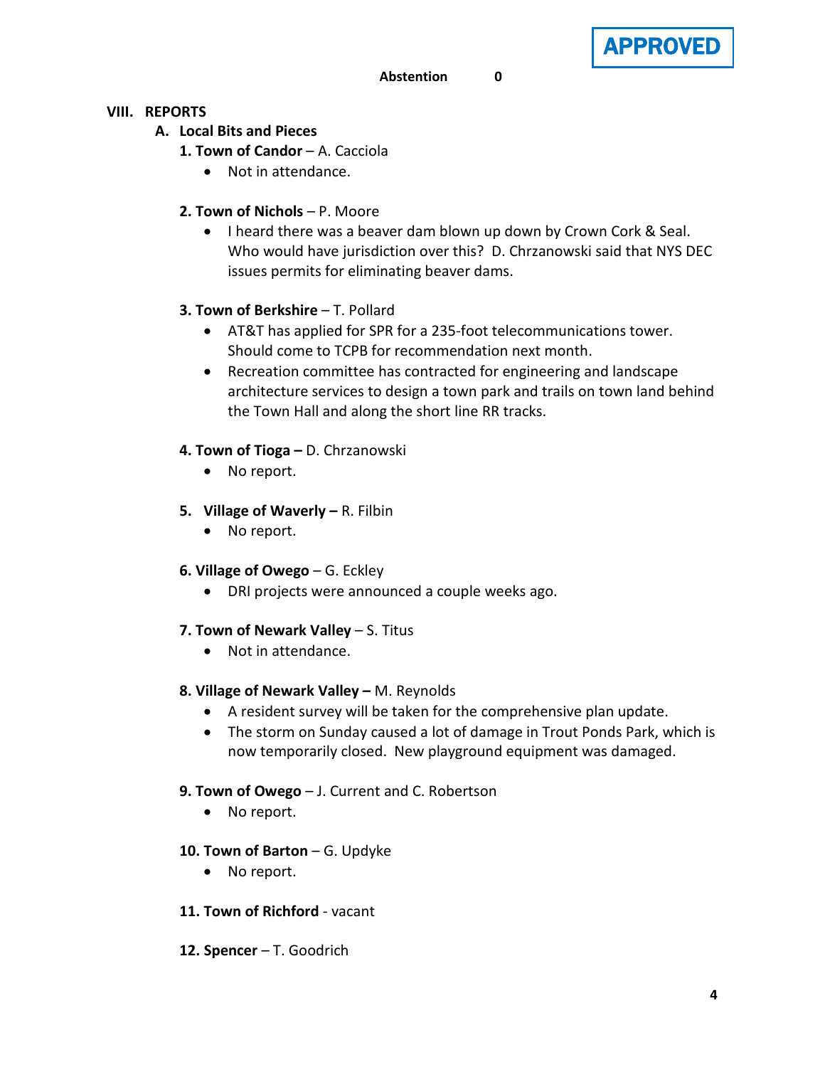APPROVED

**Abstention 0**

## VIII. REPORTS

### A. Local Bits and Pieces

**1. Town of Candor** – A. Cacciola

- Not in attendance.

**2. Town of Nichols** – P. Moore

- I heard there was a beaver dam blown up down by Crown Cork & Seal. Who would have jurisdiction over this? D. Chrzanowski said that NYS DEC issues permits for eliminating beaver dams.

**3. Town of Berkshire** – T. Pollard

- AT&T has applied for SPR for a 235-foot telecommunications tower. Should come to TCPB for recommendation next month.
- Recreation committee has contracted for engineering and landscape architecture services to design a town park and trails on town land behind the Town Hall and along the short line RR tracks.

**4. Town of Tioga –** D. Chrzanowski

- No report.

**5. Village of Waverly –** R. Filbin

- No report.

**6. Village of Owego** – G. Eckley

- DRI projects were announced a couple weeks ago.

**7. Town of Newark Valley** – S. Titus

- Not in attendance.

**8. Village of Newark Valley –** M. Reynolds

- A resident survey will be taken for the comprehensive plan update.
- The storm on Sunday caused a lot of damage in Trout Ponds Park, which is now temporarily closed. New playground equipment was damaged.

**9. Town of Owego** – J. Current and C. Robertson

- No report.

**10. Town of Barton** – G. Updyke

- No report.

**11. Town of Richford** - vacant

**12. Spencer** – T. Goodrich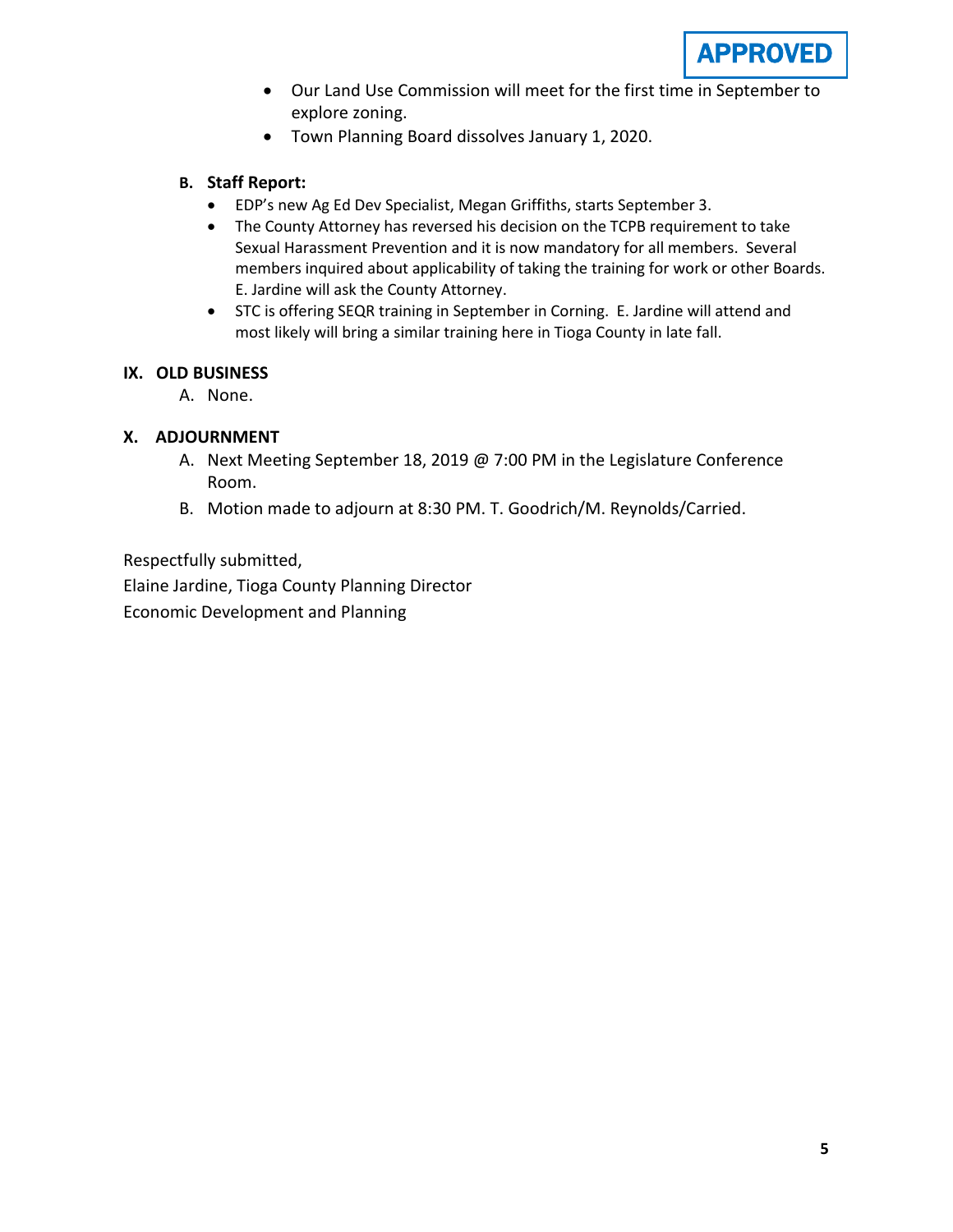APPROVED

- Our Land Use Commission will meet for the first time in September to explore zoning.
- Town Planning Board dissolves January 1, 2020.

**B. Staff Report:**

- EDP's new Ag Ed Dev Specialist, Megan Griffiths, starts September 3.
- The County Attorney has reversed his decision on the TCPB requirement to take Sexual Harassment Prevention and it is now mandatory for all members. Several members inquired about applicability of taking the training for work or other Boards. E. Jardine will ask the County Attorney.
- STC is offering SEQR training in September in Corning. E. Jardine will attend and most likely will bring a similar training here in Tioga County in late fall.

## IX. OLD BUSINESS

A. None.

## X. ADJOURNMENT

A. Next Meeting September 18, 2019 @ 7:00 PM in the Legislature Conference Room.

B. Motion made to adjourn at 8:30 PM. T. Goodrich/M. Reynolds/Carried.

Respectfully submitted,

Elaine Jardine, Tioga County Planning Director

Economic Development and Planning